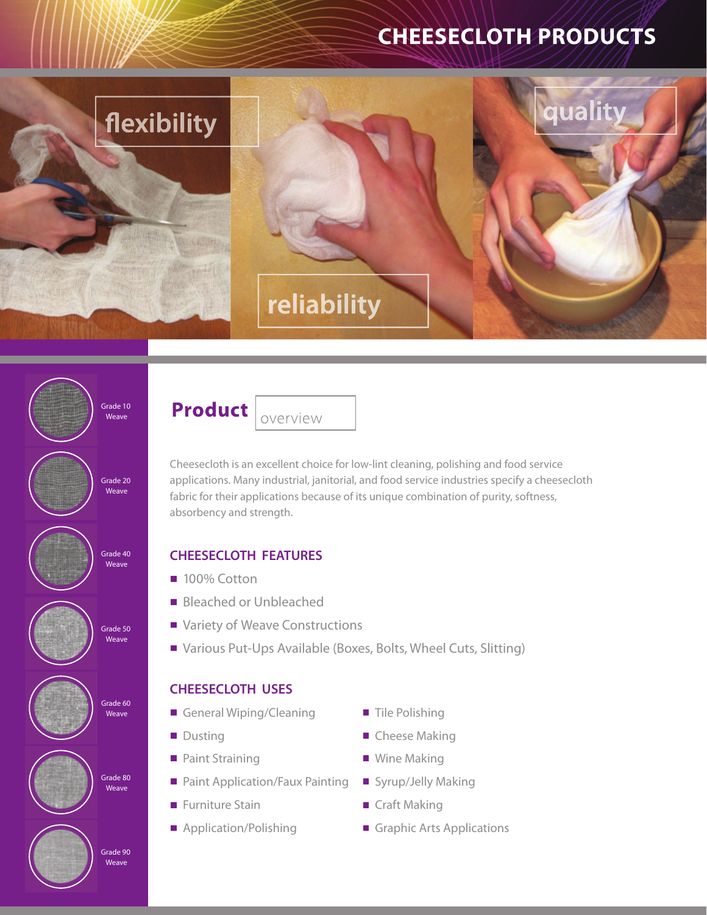# CHEESECLOTH PRODUCTS

flexibility

reliability

quality

Grade 10 Weave

Grade 20 Weave

Grade 40 Weave

Grade 50 Weave

Grade 60 Weave

Grade 80 Weave

Grade 90 Weave

## Product overview

Cheesecloth is an excellent choice for low-lint cleaning, polishing and food service applications. Many industrial, janitorial, and food service industries specify a cheesecloth fabric for their applications because of its unique combination of purity, softness, absorbency and strength.

### CHEESECLOTH FEATURES

- 100% Cotton
- Bleached or Unbleached
- Variety of Weave Constructions
- Various Put-Ups Available (Boxes, Bolts, Wheel Cuts, Slitting)

### CHEESECLOTH USES

- General Wiping/Cleaning
- Dusting
- Paint Straining
- Paint Application/Faux Painting
- Furniture Stain
- Application/Polishing
- Tile Polishing
- Cheese Making
- Wine Making
- Syrup/Jelly Making
- Craft Making
- Graphic Arts Applications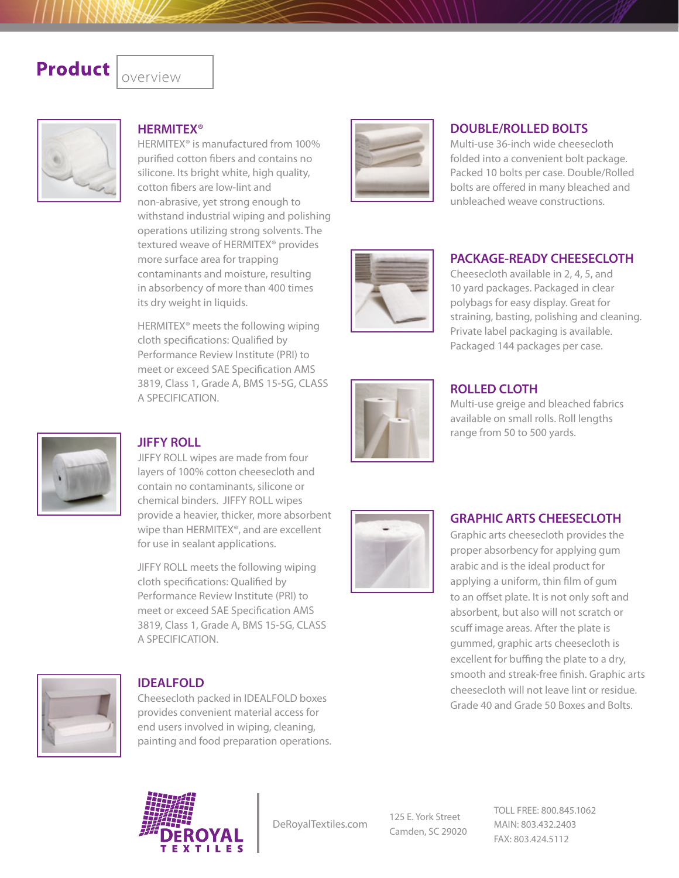# Product overview

## HERMITEX®

HERMITEX® is manufactured from 100% purified cotton fibers and contains no silicone. Its bright white, high quality, cotton fibers are low-lint and non-abrasive, yet strong enough to withstand industrial wiping and polishing operations utilizing strong solvents. The textured weave of HERMITEX® provides more surface area for trapping contaminants and moisture, resulting in absorbency of more than 400 times its dry weight in liquids.

HERMITEX® meets the following wiping cloth specifications: Qualified by Performance Review Institute (PRI) to meet or exceed SAE Specification AMS 3819, Class 1, Grade A, BMS 15-5G, CLASS A SPECIFICATION.

## JIFFY ROLL

JIFFY ROLL wipes are made from four layers of 100% cotton cheesecloth and contain no contaminants, silicone or chemical binders. JIFFY ROLL wipes provide a heavier, thicker, more absorbent wipe than HERMITEX®, and are excellent for use in sealant applications.

JIFFY ROLL meets the following wiping cloth specifications: Qualified by Performance Review Institute (PRI) to meet or exceed SAE Specification AMS 3819, Class 1, Grade A, BMS 15-5G, CLASS A SPECIFICATION.

## IDEALFOLD

Cheesecloth packed in IDEALFOLD boxes provides convenient material access for end users involved in wiping, cleaning, painting and food preparation operations.

## DOUBLE/ROLLED BOLTS

Multi-use 36-inch wide cheesecloth folded into a convenient bolt package. Packed 10 bolts per case. Double/Rolled bolts are offered in many bleached and unbleached weave constructions.

## PACKAGE-READY CHEESECLOTH

Cheesecloth available in 2, 4, 5, and 10 yard packages. Packaged in clear polybags for easy display. Great for straining, basting, polishing and cleaning. Private label packaging is available. Packaged 144 packages per case.

## ROLLED CLOTH

Multi-use greige and bleached fabrics available on small rolls. Roll lengths range from 50 to 500 yards.

## GRAPHIC ARTS CHEESECLOTH

Graphic arts cheesecloth provides the proper absorbency for applying gum arabic and is the ideal product for applying a uniform, thin film of gum to an offset plate. It is not only soft and absorbent, but also will not scratch or scuff image areas. After the plate is gummed, graphic arts cheesecloth is excellent for buffing the plate to a dry, smooth and streak-free finish. Graphic arts cheesecloth will not leave lint or residue. Grade 40 and Grade 50 Boxes and Bolts.

DEROYAL TEXTILES

DeRoyalTextiles.com

125 E. York Street
Camden, SC 29020

TOLL FREE: 800.845.1062
MAIN: 803.432.2403
FAX: 803.424.5112